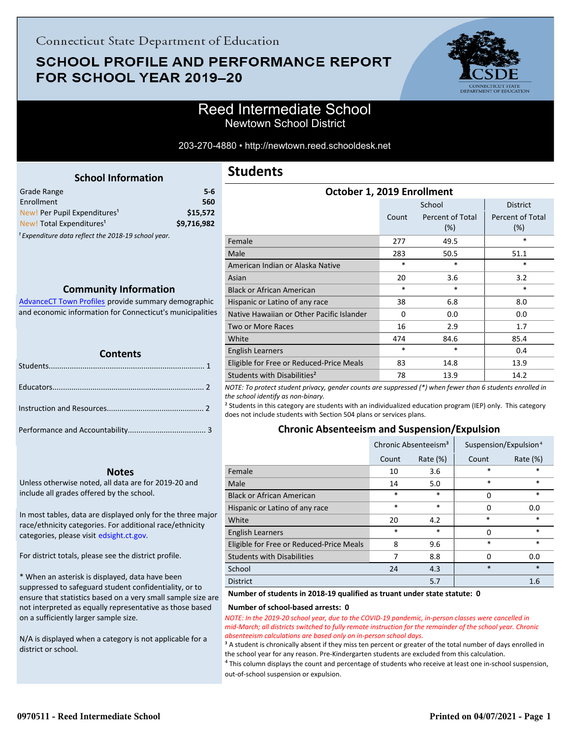Connecticut State Department of Education

# SCHOOL PROFILE AND PERFORMANCE REPORT FOR SCHOOL YEAR 2019–20

## Reed Intermediate School
Newtown School District

203-270-4880 • http://newtown.reed.schooldesk.net

### School Information

| | |
|---|---|
| Grade Range | 5-6 |
| Enrollment | 560 |
| New! Per Pupil Expenditures[1] | $15,572 |
| New! Total Expenditures[1] | $9,716,982 |

*[1] Expenditure data reflect the 2018-19 school year.*

### Community Information

AdvanceCT Town Profiles provide summary demographic and economic information for Connecticut's municipalities

### Contents

Students........ 1

Educators........ 2

Instruction and Resources........ 2

Performance and Accountability........ 3

### Notes

Unless otherwise noted, all data are for 2019-20 and include all grades offered by the school.

In most tables, data are displayed only for the three major race/ethnicity categories. For additional race/ethnicity categories, please visit edsight.ct.gov.

For district totals, please see the district profile.

* When an asterisk is displayed, data have been suppressed to safeguard student confidentiality, or to ensure that statistics based on a very small sample size are not interpreted as equally representative as those based on a sufficiently larger sample size.

N/A is displayed when a category is not applicable for a district or school.

## Students

### October 1, 2019 Enrollment

| | School | | District |
|---|---|---|---|
| | Count | Percent of Total (%) | Percent of Total (%) |
| Female | 277 | 49.5 | * |
| Male | 283 | 50.5 | 51.1 |
| American Indian or Alaska Native | * | * | * |
| Asian | 20 | 3.6 | 3.2 |
| Black or African American | * | * | * |
| Hispanic or Latino of any race | 38 | 6.8 | 8.0 |
| Native Hawaiian or Other Pacific Islander | 0 | 0.0 | 0.0 |
| Two or More Races | 16 | 2.9 | 1.7 |
| White | 474 | 84.6 | 85.4 |
| English Learners | * | * | 0.4 |
| Eligible for Free or Reduced-Price Meals | 83 | 14.8 | 13.9 |
| Students with Disabilities[2] | 78 | 13.9 | 14.2 |

*NOTE: To protect student privacy, gender counts are suppressed (*) when fewer than 6 students enrolled in the school identify as non-binary.*

[2] Students in this category are students with an individualized education program (IEP) only. This category does not include students with Section 504 plans or services plans.

### Chronic Absenteeism and Suspension/Expulsion

| | Chronic Absenteeism[3] | | Suspension/Expulsion[4] | |
|---|---|---|---|---|
| | Count | Rate (%) | Count | Rate (%) |
| Female | 10 | 3.6 | * | * |
| Male | 14 | 5.0 | * | * |
| Black or African American | * | * | 0 | * |
| Hispanic or Latino of any race | * | * | 0 | 0.0 |
| White | 20 | 4.2 | * | * |
| English Learners | * | * | 0 | * |
| Eligible for Free or Reduced-Price Meals | 8 | 9.6 | * | * |
| Students with Disabilities | 7 | 8.8 | 0 | 0.0 |
| School | 24 | 4.3 | * | * |
| District | | 5.7 | | 1.6 |

**Number of students in 2018-19 qualified as truant under state statute: 0**

**Number of school-based arrests: 0**

*NOTE: In the 2019-20 school year, due to the COVID-19 pandemic, in-person classes were cancelled in mid-March; all districts switched to fully remote instruction for the remainder of the school year. Chronic absenteeism calculations are based only on in-person school days.*

[3] A student is chronically absent if they miss ten percent or greater of the total number of days enrolled in the school year for any reason. Pre-Kindergarten students are excluded from this calculation.

[4] This column displays the count and percentage of students who receive at least one in-school suspension, out-of-school suspension or expulsion.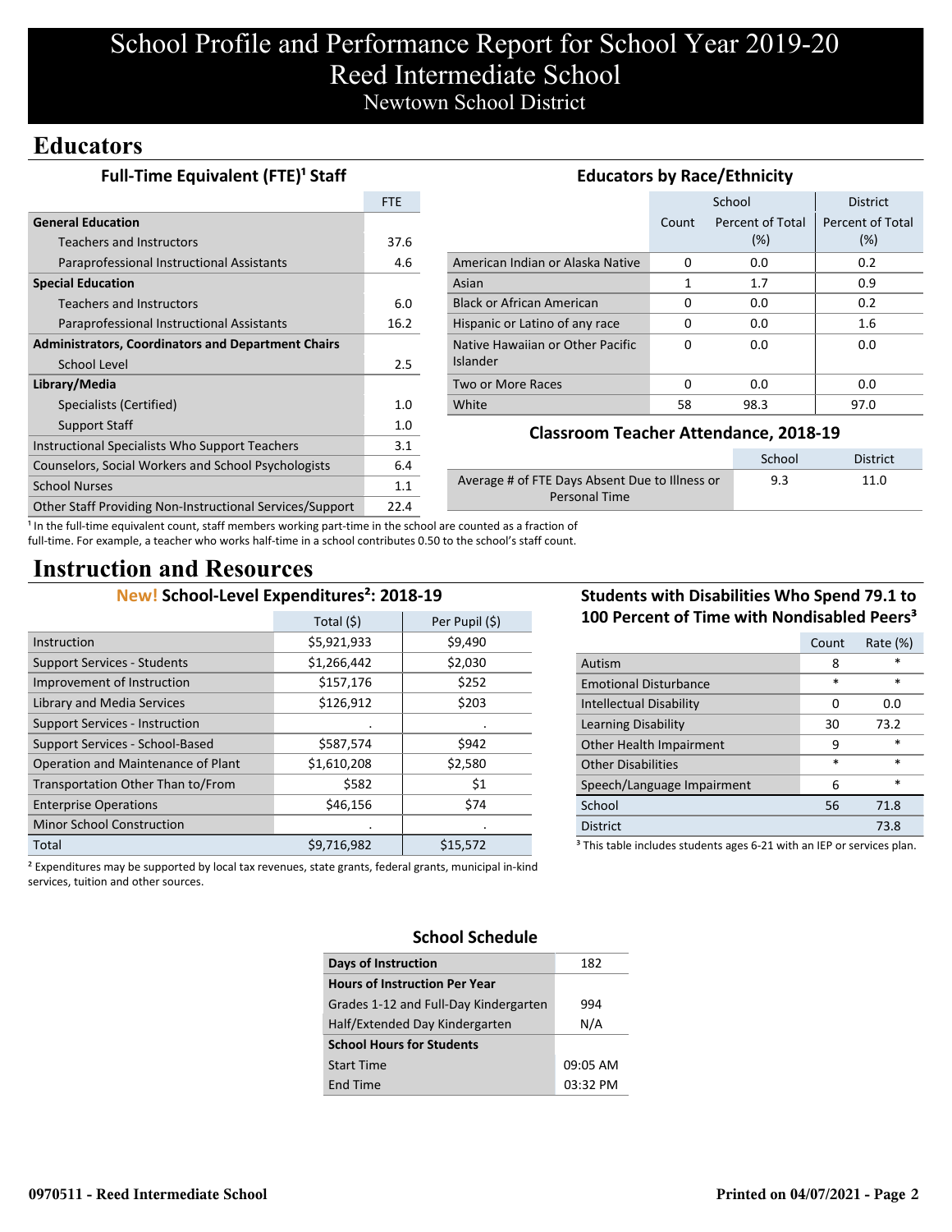# School Profile and Performance Report for School Year 2019-20
# Reed Intermediate School
## Newtown School District

## Educators

### Full-Time Equivalent (FTE)[1] Staff

| | FTE |
|---|---|
| **General Education** | |
| Teachers and Instructors | 37.6 |
| Paraprofessional Instructional Assistants | 4.6 |
| **Special Education** | |
| Teachers and Instructors | 6.0 |
| Paraprofessional Instructional Assistants | 16.2 |
| **Administrators, Coordinators and Department Chairs** | |
| School Level | 2.5 |
| **Library/Media** | |
| Specialists (Certified) | 1.0 |
| Support Staff | 1.0 |
| Instructional Specialists Who Support Teachers | 3.1 |
| Counselors, Social Workers and School Psychologists | 6.4 |
| School Nurses | 1.1 |
| Other Staff Providing Non-Instructional Services/Support | 22.4 |

[1] In the full-time equivalent count, staff members working part-time in the school are counted as a fraction of full-time. For example, a teacher who works half-time in a school contributes 0.50 to the school's staff count.

### Educators by Race/Ethnicity

| | School | | District |
|---|---|---|---|
| | Count | Percent of Total (%) | Percent of Total (%) |
| American Indian or Alaska Native | 0 | 0.0 | 0.2 |
| Asian | 1 | 1.7 | 0.9 |
| Black or African American | 0 | 0.0 | 0.2 |
| Hispanic or Latino of any race | 0 | 0.0 | 1.6 |
| Native Hawaiian or Other Pacific Islander | 0 | 0.0 | 0.0 |
| Two or More Races | 0 | 0.0 | 0.0 |
| White | 58 | 98.3 | 97.0 |

### Classroom Teacher Attendance, 2018-19

| | School | District |
|---|---|---|
| Average # of FTE Days Absent Due to Illness or Personal Time | 9.3 | 11.0 |

## Instruction and Resources

### New! School-Level Expenditures[2]: 2018-19

| | Total ($) | Per Pupil ($) |
|---|---|---|
| Instruction | $5,921,933 | $9,490 |
| Support Services - Students | $1,266,442 | $2,030 |
| Improvement of Instruction | $157,176 | $252 |
| Library and Media Services | $126,912 | $203 |
| Support Services - Instruction | . | . |
| Support Services - School-Based | $587,574 | $942 |
| Operation and Maintenance of Plant | $1,610,208 | $2,580 |
| Transportation Other Than to/From | $582 | $1 |
| Enterprise Operations | $46,156 | $74 |
| Minor School Construction | . | . |
| Total | $9,716,982 | $15,572 |

[2] Expenditures may be supported by local tax revenues, state grants, federal grants, municipal in-kind services, tuition and other sources.

### Students with Disabilities Who Spend 79.1 to 100 Percent of Time with Nondisabled Peers[3]

| | Count | Rate (%) |
|---|---|---|
| Autism | 8 | * |
| Emotional Disturbance | * | * |
| Intellectual Disability | 0 | 0.0 |
| Learning Disability | 30 | 73.2 |
| Other Health Impairment | 9 | * |
| Other Disabilities | * | * |
| Speech/Language Impairment | 6 | * |
| School | 56 | 71.8 |
| District | | 73.8 |

[3] This table includes students ages 6-21 with an IEP or services plan.

### School Schedule

| | |
|---|---|
| **Days of Instruction** | 182 |
| **Hours of Instruction Per Year** | |
| Grades 1-12 and Full-Day Kindergarten | 994 |
| Half/Extended Day Kindergarten | N/A |
| **School Hours for Students** | |
| Start Time | 09:05 AM |
| End Time | 03:32 PM |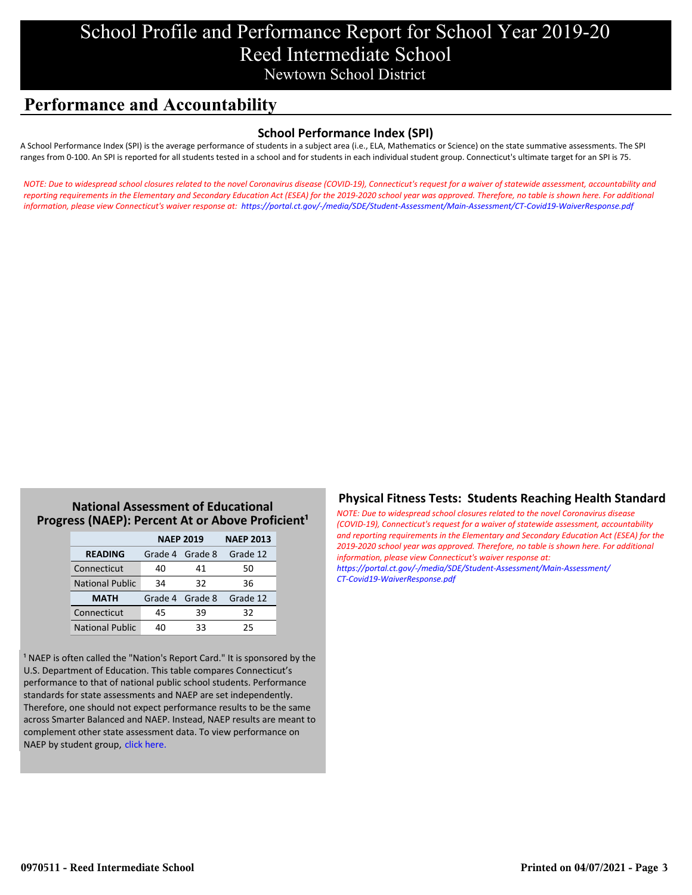# School Profile and Performance Report for School Year 2019-20
# Reed Intermediate School
## Newtown School District

## Performance and Accountability

### School Performance Index (SPI)

A School Performance Index (SPI) is the average performance of students in a subject area (i.e., ELA, Mathematics or Science) on the state summative assessments. The SPI ranges from 0-100. An SPI is reported for all students tested in a school and for students in each individual student group. Connecticut's ultimate target for an SPI is 75.

*NOTE: Due to widespread school closures related to the novel Coronavirus disease (COVID-19), Connecticut's request for a waiver of statewide assessment, accountability and reporting requirements in the Elementary and Secondary Education Act (ESEA) for the 2019-2020 school year was approved. Therefore, no table is shown here. For additional information, please view Connecticut's waiver response at: https://portal.ct.gov/-/media/SDE/Student-Assessment/Main-Assessment/CT-Covid19-WaiverResponse.pdf*

### National Assessment of Educational Progress (NAEP): Percent At or Above Proficient[1]

| | NAEP 2019 | | NAEP 2013 |
|---|---|---|---|
| **READING** | Grade 4 | Grade 8 | Grade 12 |
| Connecticut | 40 | 41 | 50 |
| National Public | 34 | 32 | 36 |
| **MATH** | Grade 4 | Grade 8 | Grade 12 |
| Connecticut | 45 | 39 | 32 |
| National Public | 40 | 33 | 25 |

[1] NAEP is often called the "Nation's Report Card." It is sponsored by the U.S. Department of Education. This table compares Connecticut's performance to that of national public school students. Performance standards for state assessments and NAEP are set independently. Therefore, one should not expect performance results to be the same across Smarter Balanced and NAEP. Instead, NAEP results are meant to complement other state assessment data. To view performance on NAEP by student group, click here.

### Physical Fitness Tests: Students Reaching Health Standard

*NOTE: Due to widespread school closures related to the novel Coronavirus disease (COVID-19), Connecticut's request for a waiver of statewide assessment, accountability and reporting requirements in the Elementary and Secondary Education Act (ESEA) for the 2019-2020 school year was approved. Therefore, no table is shown here. For additional information, please view Connecticut's waiver response at: https://portal.ct.gov/-/media/SDE/Student-Assessment/Main-Assessment/CT-Covid19-WaiverResponse.pdf*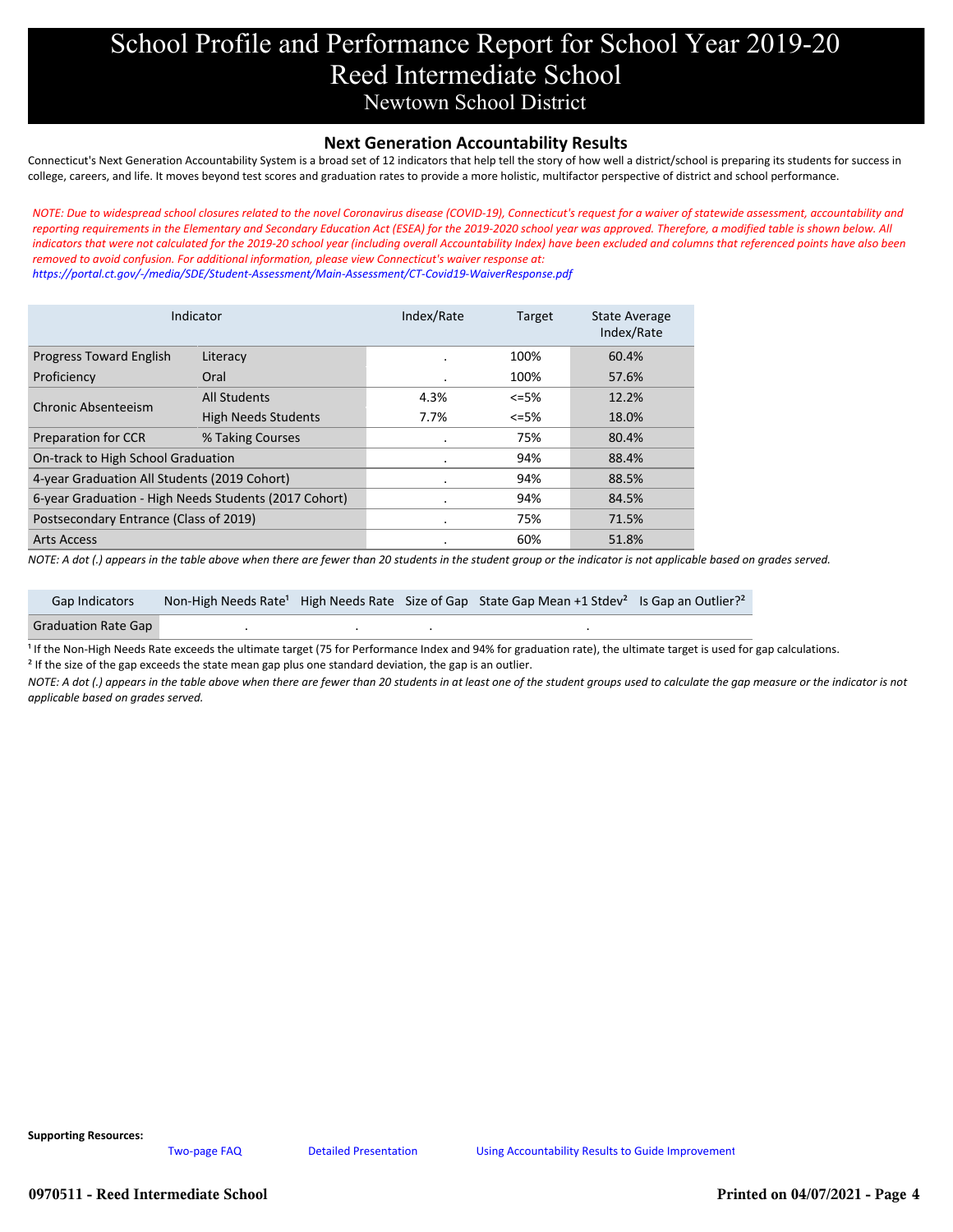# School Profile and Performance Report for School Year 2019-20
# Reed Intermediate School
## Newtown School District

### Next Generation Accountability Results

Connecticut's Next Generation Accountability System is a broad set of 12 indicators that help tell the story of how well a district/school is preparing its students for success in college, careers, and life. It moves beyond test scores and graduation rates to provide a more holistic, multifactor perspective of district and school performance.

*NOTE: Due to widespread school closures related to the novel Coronavirus disease (COVID-19), Connecticut's request for a waiver of statewide assessment, accountability and reporting requirements in the Elementary and Secondary Education Act (ESEA) for the 2019-2020 school year was approved. Therefore, a modified table is shown below. All indicators that were not calculated for the 2019-20 school year (including overall Accountability Index) have been excluded and columns that referenced points have also been removed to avoid confusion. For additional information, please view Connecticut's waiver response at:*
*https://portal.ct.gov/-/media/SDE/Student-Assessment/Main-Assessment/CT-Covid19-WaiverResponse.pdf*

| Indicator | | Index/Rate | Target | State Average Index/Rate |
|---|---|---|---|---|
| Progress Toward English Proficiency | Literacy | . | 100% | 60.4% |
| | Oral | . | 100% | 57.6% |
| Chronic Absenteeism | All Students | 4.3% | <=5% | 12.2% |
| | High Needs Students | 7.7% | <=5% | 18.0% |
| Preparation for CCR | % Taking Courses | . | 75% | 80.4% |
| On-track to High School Graduation | | . | 94% | 88.4% |
| 4-year Graduation All Students (2019 Cohort) | | . | 94% | 88.5% |
| 6-year Graduation - High Needs Students (2017 Cohort) | | . | 94% | 84.5% |
| Postsecondary Entrance (Class of 2019) | | . | 75% | 71.5% |
| Arts Access | | . | 60% | 51.8% |

*NOTE: A dot (.) appears in the table above when there are fewer than 20 students in the student group or the indicator is not applicable based on grades served.*

| Gap Indicators | Non-High Needs Rate[1] | High Needs Rate | Size of Gap | State Gap Mean +1 Stdev[2] | Is Gap an Outlier?[2] |
|---|---|---|---|---|---|
| Graduation Rate Gap | . | . | . | . | |

[1] If the Non-High Needs Rate exceeds the ultimate target (75 for Performance Index and 94% for graduation rate), the ultimate target is used for gap calculations.

[2] If the size of the gap exceeds the state mean gap plus one standard deviation, the gap is an outlier.

*NOTE: A dot (.) appears in the table above when there are fewer than 20 students in at least one of the student groups used to calculate the gap measure or the indicator is not applicable based on grades served.*

**Supporting Resources:**

Two-page FAQ    Detailed Presentation    Using Accountability Results to Guide Improvement